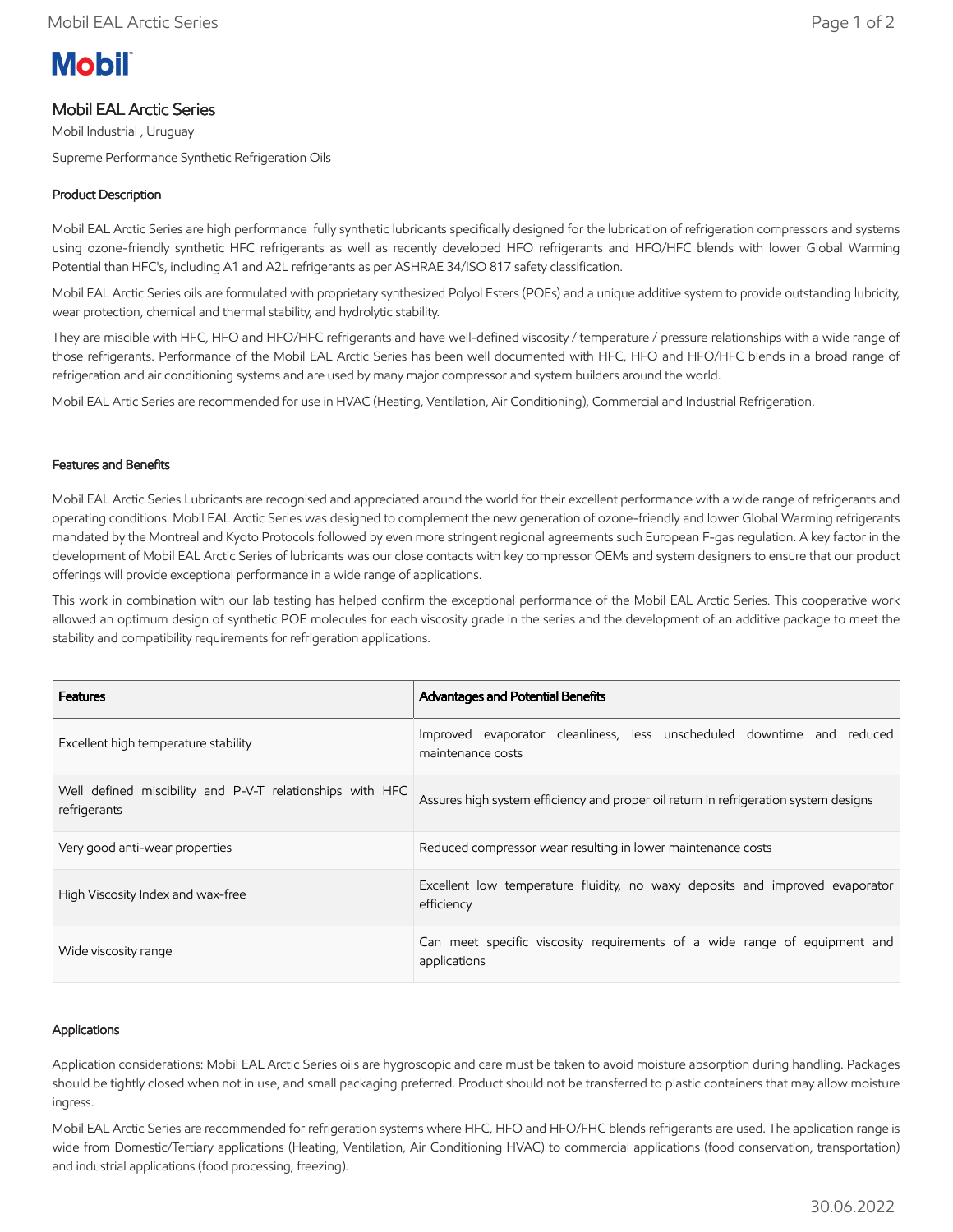# Mobil EAL Arctic Series

Mobil Industrial , Uruguay

Supreme Performance Synthetic Refrigeration Oils

## Product Description

Mobil EAL Arctic Series are high performance fully synthetic lubricants specifically designed for the lubrication of refrigeration compressors and systems using ozone-friendly synthetic HFC refrigerants as well as recently developed HFO refrigerants and HFO/HFC blends with lower Global Warming Potential than HFC's, including A1 and A2L refrigerants as per ASHRAE 34/ISO 817 safety classification.

Mobil EAL Arctic Series oils are formulated with proprietary synthesized Polyol Esters (POEs) and a unique additive system to provide outstanding lubricity, wear protection, chemical and thermal stability, and hydrolytic stability.

They are miscible with HFC, HFO and HFO/HFC refrigerants and have well-defined viscosity / temperature / pressure relationships with a wide range of those refrigerants. Performance of the Mobil EAL Arctic Series has been well documented with HFC, HFO and HFO/HFC blends in a broad range of refrigeration and air conditioning systems and are used by many major compressor and system builders around the world.

Mobil EAL Artic Series are recommended for use in HVAC (Heating, Ventilation, Air Conditioning), Commercial and Industrial Refrigeration.

## Features and Benefits

Mobil EAL Arctic Series Lubricants are recognised and appreciated around the world for their excellent performance with a wide range of refrigerants and operating conditions. Mobil EAL Arctic Series was designed to complement the new generation of ozone-friendly and lower Global Warming refrigerants mandated by the Montreal and Kyoto Protocols followed by even more stringent regional agreements such European F-gas regulation. A key factor in the development of Mobil EAL Arctic Series of lubricants was our close contacts with key compressor OEMs and system designers to ensure that our product offerings will provide exceptional performance in a wide range of applications.

This work in combination with our lab testing has helped confirm the exceptional performance of the Mobil EAL Arctic Series. This cooperative work allowed an optimum design of synthetic POE molecules for each viscosity grade in the series and the development of an additive package to meet the stability and compatibility requirements for refrigeration applications.

| Features | Advantages and Potential Benefits |
| --- | --- |
| Excellent high temperature stability | Improved evaporator cleanliness, less unscheduled downtime and reduced maintenance costs |
| Well defined miscibility and P-V-T relationships with HFC refrigerants | Assures high system efficiency and proper oil return in refrigeration system designs |
| Very good anti-wear properties | Reduced compressor wear resulting in lower maintenance costs |
| High Viscosity Index and wax-free | Excellent low temperature fluidity, no waxy deposits and improved evaporator efficiency |
| Wide viscosity range | Can meet specific viscosity requirements of a wide range of equipment and applications |

## Applications

Application considerations: Mobil EAL Arctic Series oils are hygroscopic and care must be taken to avoid moisture absorption during handling. Packages should be tightly closed when not in use, and small packaging preferred. Product should not be transferred to plastic containers that may allow moisture ingress.

Mobil EAL Arctic Series are recommended for refrigeration systems where HFC, HFO and HFO/FHC blends refrigerants are used. The application range is wide from Domestic/Tertiary applications (Heating, Ventilation, Air Conditioning HVAC) to commercial applications (food conservation, transportation) and industrial applications (food processing, freezing).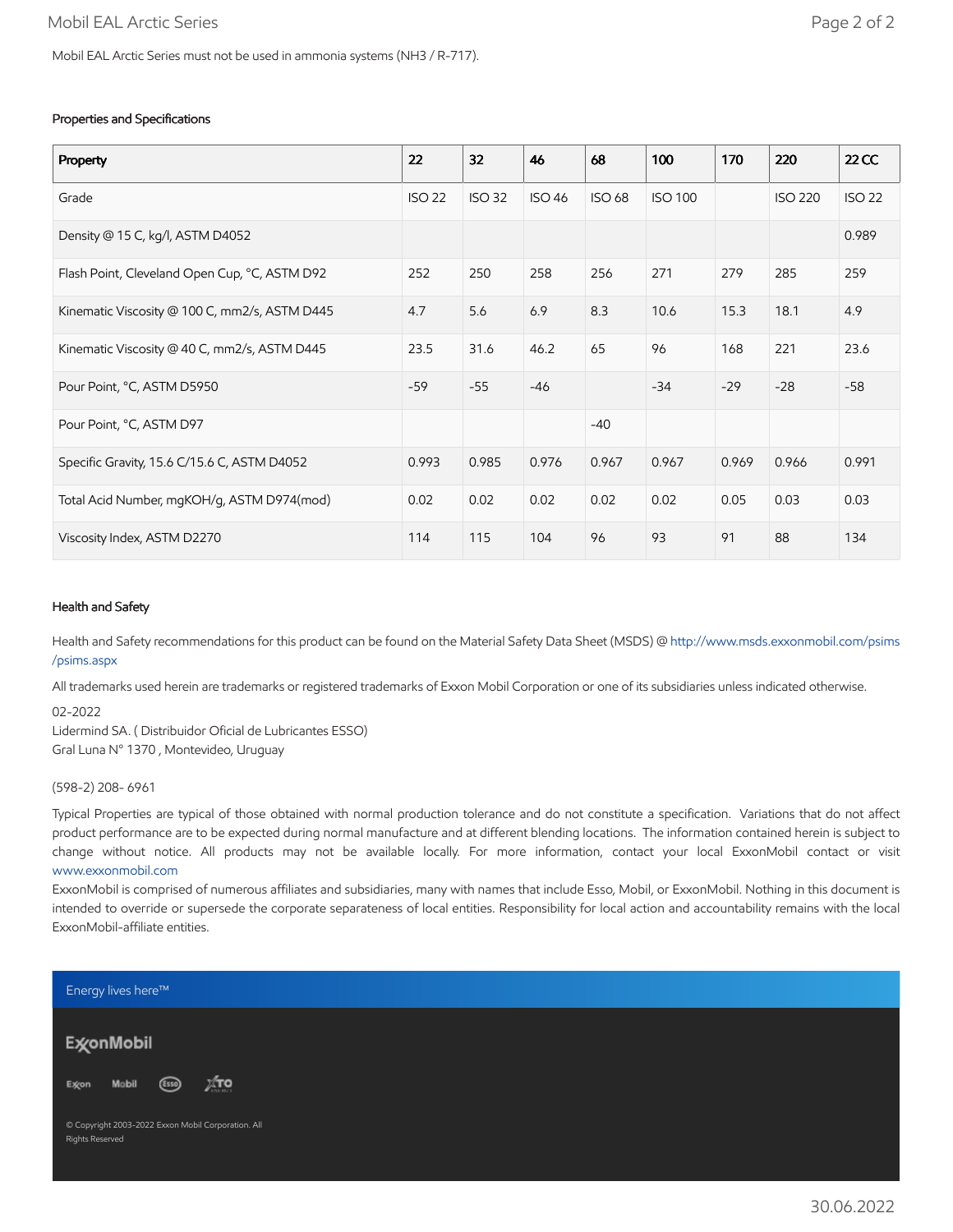Mobil EAL Arctic Series must not be used in ammonia systems ($NH_3$ / R-717).

### Properties and Specifications

| Property | 22 | 32 | 46 | 68 | 100 | 170 | 220 | 22 CC |
|---|---|---|---|---|---|---|---|---|
| Grade | ISO 22 | ISO 32 | ISO 46 | ISO 68 | ISO 100 | | ISO 220 | ISO 22 |
| Density @ 15 C, kg/l, ASTM D4052 | | | | | | | | 0.989 |
| Flash Point, Cleveland Open Cup, °C, ASTM D92 | 252 | 250 | 258 | 256 | 271 | 279 | 285 | 259 |
| Kinematic Viscosity @ 100 C, mm2/s, ASTM D445 | 4.7 | 5.6 | 6.9 | 8.3 | 10.6 | 15.3 | 18.1 | 4.9 |
| Kinematic Viscosity @ 40 C, mm2/s, ASTM D445 | 23.5 | 31.6 | 46.2 | 65 | 96 | 168 | 221 | 23.6 |
| Pour Point, °C, ASTM D5950 | -59 | -55 | -46 | | -34 | -29 | -28 | -58 |
| Pour Point, °C, ASTM D97 | | | | -40 | | | | |
| Specific Gravity, 15.6 C/15.6 C, ASTM D4052 | 0.993 | 0.985 | 0.976 | 0.967 | 0.967 | 0.969 | 0.966 | 0.991 |
| Total Acid Number, mgKOH/g, ASTM D974(mod) | 0.02 | 0.02 | 0.02 | 0.02 | 0.02 | 0.05 | 0.03 | 0.03 |
| Viscosity Index, ASTM D2270 | 114 | 115 | 104 | 96 | 93 | 91 | 88 | 134 |

### Health and Safety

Health and Safety recommendations for this product can be found on the Material Safety Data Sheet (MSDS) @ http://www.msds.exxonmobil.com/psims/psims.aspx

All trademarks used herein are trademarks or registered trademarks of Exxon Mobil Corporation or one of its subsidiaries unless indicated otherwise.

02-2022
Lidermind SA. ( Distribuidor Oficial de Lubricantes ESSO)
Gral Luna N° 1370 , Montevideo, Uruguay

(598-2) 208- 6961

Typical Properties are typical of those obtained with normal production tolerance and do not constitute a specification. Variations that do not affect product performance are to be expected during normal manufacture and at different blending locations. The information contained herein is subject to change without notice. All products may not be available locally. For more information, contact your local ExxonMobil contact or visit www.exxonmobil.com

ExxonMobil is comprised of numerous affiliates and subsidiaries, many with names that include Esso, Mobil, or ExxonMobil. Nothing in this document is intended to override or supersede the corporate separateness of local entities. Responsibility for local action and accountability remains with the local ExxonMobil-affiliate entities.

Energy lives here™

ExxonMobil

Exxon Mobil Esso XTO

© Copyright 2003-2022 Exxon Mobil Corporation. All Rights Reserved

30.06.2022